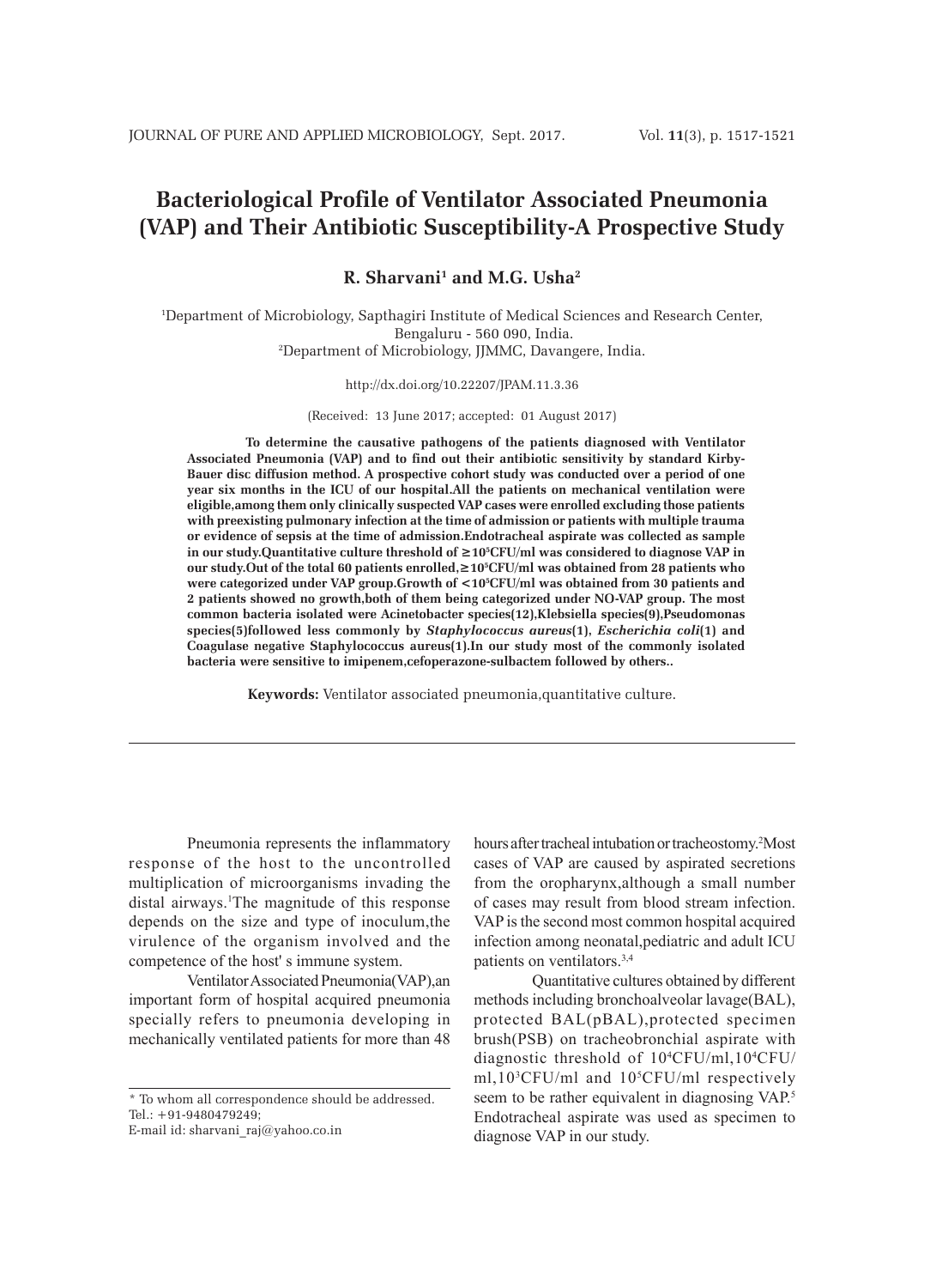# Bacteriological Profile of Ventilator Associated Pneumonia (VAP) and Their Antibiotic Susceptibility-A Prospective Study

**R. Sharvani[1] and M.G. Usha[2]**

[1]Department of Microbiology, Sapthagiri Institute of Medical Sciences and Research Center, Bengaluru - 560 090, India.
[2]Department of Microbiology, JJMMC, Davangere, India.

http://dx.doi.org/10.22207/JPAM.11.3.36

(Received: 13 June 2017; accepted: 01 August 2017)

**To determine the causative pathogens of the patients diagnosed with Ventilator Associated Pneumonia (VAP) and to find out their antibiotic sensitivity by standard Kirby-Bauer disc diffusion method. A prospective cohort study was conducted over a period of one year six months in the ICU of our hospital.All the patients on mechanical ventilation were eligible,among them only clinically suspected VAP cases were enrolled excluding those patients with preexisting pulmonary infection at the time of admission or patients with multiple trauma or evidence of sepsis at the time of admission.Endotracheal aspirate was collected as sample in our study.Quantitative culture threshold of ≥$10^5$CFU/ml was considered to diagnose VAP in our study.Out of the total 60 patients enrolled,≥$10^5$CFU/ml was obtained from 28 patients who were categorized under VAP group.Growth of <$10^5$CFU/ml was obtained from 30 patients and 2 patients showed no growth,both of them being categorized under NO-VAP group. The most common bacteria isolated were Acinetobacter species(12),Klebsiella species(9),Pseudomonas species(5)followed less commonly by *Staphylococcus aureus*(1), *Escherichia coli*(1) and Coagulase negative Staphylococcus aureus(1).In our study most of the commonly isolated bacteria were sensitive to imipenem,cefoperazone-sulbactem followed by others..**

**Keywords:** Ventilator associated pneumonia,quantitative culture.

---

Pneumonia represents the inflammatory response of the host to the uncontrolled multiplication of microorganisms invading the distal airways.[1]The magnitude of this response depends on the size and type of inoculum,the virulence of the organism involved and the competence of the host' s immune system.

Ventilator Associated Pneumonia(VAP),an important form of hospital acquired pneumonia specially refers to pneumonia developing in mechanically ventilated patients for more than 48 hours after tracheal intubation or tracheostomy.[2]Most cases of VAP are caused by aspirated secretions from the oropharynx,although a small number of cases may result from blood stream infection. VAP is the second most common hospital acquired infection among neonatal,pediatric and adult ICU patients on ventilators.[3,4]

Quantitative cultures obtained by different methods including bronchoalveolar lavage(BAL), protected BAL(pBAL),protected specimen brush(PSB) on tracheobronchial aspirate with diagnostic threshold of $10^4$CFU/ml,$10^4$CFU/ml,$10^3$CFU/ml and $10^5$CFU/ml respectively seem to be rather equivalent in diagnosing VAP.[5] Endotracheal aspirate was used as specimen to diagnose VAP in our study.

---

\* To whom all correspondence should be addressed.
Tel.: +91-9480479249;
E-mail id: sharvani_raj@yahoo.co.in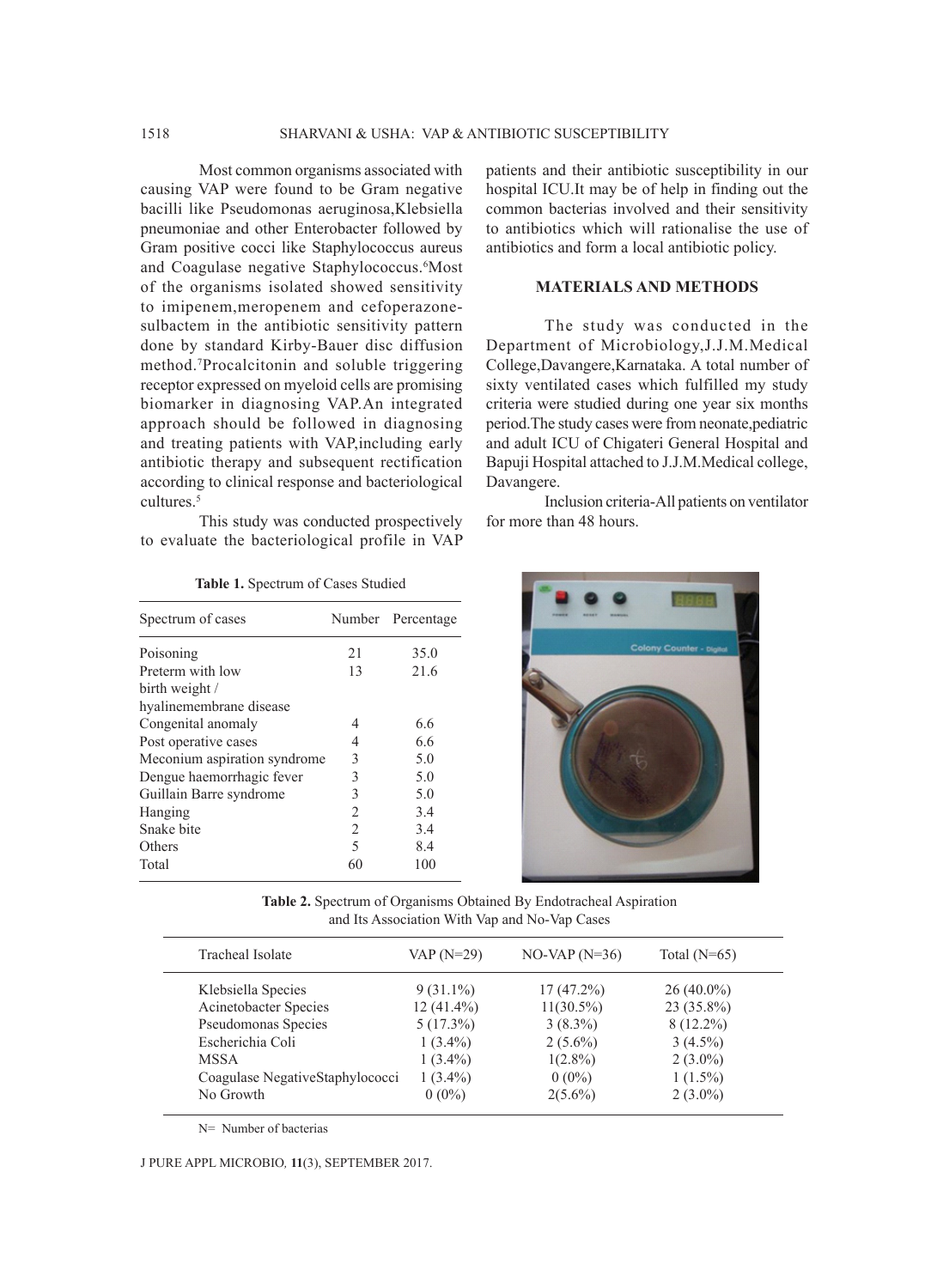Most common organisms associated with causing VAP were found to be Gram negative bacilli like Pseudomonas aeruginosa,Klebsiella pneumoniae and other Enterobacter followed by Gram positive cocci like Staphylococcus aureus and Coagulase negative Staphylococcus.[6]Most of the organisms isolated showed sensitivity to imipenem,meropenem and cefoperazone-sulbactem in the antibiotic sensitivity pattern done by standard Kirby-Bauer disc diffusion method.[7]Procalcitonin and soluble triggering receptor expressed on myeloid cells are promising biomarker in diagnosing VAP.An integrated approach should be followed in diagnosing and treating patients with VAP,including early antibiotic therapy and subsequent rectification according to clinical response and bacteriological cultures.[5]

This study was conducted prospectively to evaluate the bacteriological profile in VAP patients and their antibiotic susceptibility in our hospital ICU.It may be of help in finding out the common bacterias involved and their sensitivity to antibiotics which will rationalise the use of antibiotics and form a local antibiotic policy.

## MATERIALS AND METHODS

The study was conducted in the Department of Microbiology,J.J.M.Medical College,Davangere,Karnataka. A total number of sixty ventilated cases which fulfilled my study criteria were studied during one year six months period.The study cases were from neonate,pediatric and adult ICU of Chigateri General Hospital and Bapuji Hospital attached to J.J.M.Medical college, Davangere.

Inclusion criteria-All patients on ventilator for more than 48 hours.

**Table 1.** Spectrum of Cases Studied

| Spectrum of cases | Number | Percentage |
|---|---|---|
| Poisoning | 21 | 35.0 |
| Preterm with low birth weight / hyalinemembrane disease | 13 | 21.6 |
| Congenital anomaly | 4 | 6.6 |
| Post operative cases | 4 | 6.6 |
| Meconium aspiration syndrome | 3 | 5.0 |
| Dengue haemorrhagic fever | 3 | 5.0 |
| Guillain Barre syndrome | 3 | 5.0 |
| Hanging | 2 | 3.4 |
| Snake bite | 2 | 3.4 |
| Others | 5 | 8.4 |
| Total | 60 | 100 |

**Table 2.** Spectrum of Organisms Obtained By Endotracheal Aspiration and Its Association With Vap and No-Vap Cases

| Tracheal Isolate | VAP (N=29) | NO-VAP (N=36) | Total (N=65) |
|---|---|---|---|
| Klebsiella Species | 9 (31.1%) | 17 (47.2%) | 26 (40.0%) |
| Acinetobacter Species | 12 (41.4%) | 11(30.5%) | 23 (35.8%) |
| Pseudomonas Species | 5 (17.3%) | 3 (8.3%) | 8 (12.2%) |
| Escherichia Coli | 1 (3.4%) | 2 (5.6%) | 3 (4.5%) |
| MSSA | 1 (3.4%) | 1(2.8%) | 2 (3.0%) |
| Coagulase NegativeStaphylococci | 1 (3.4%) | 0 (0%) | 1 (1.5%) |
| No Growth | 0 (0%) | 2(5.6%) | 2 (3.0%) |

N= Number of bacterias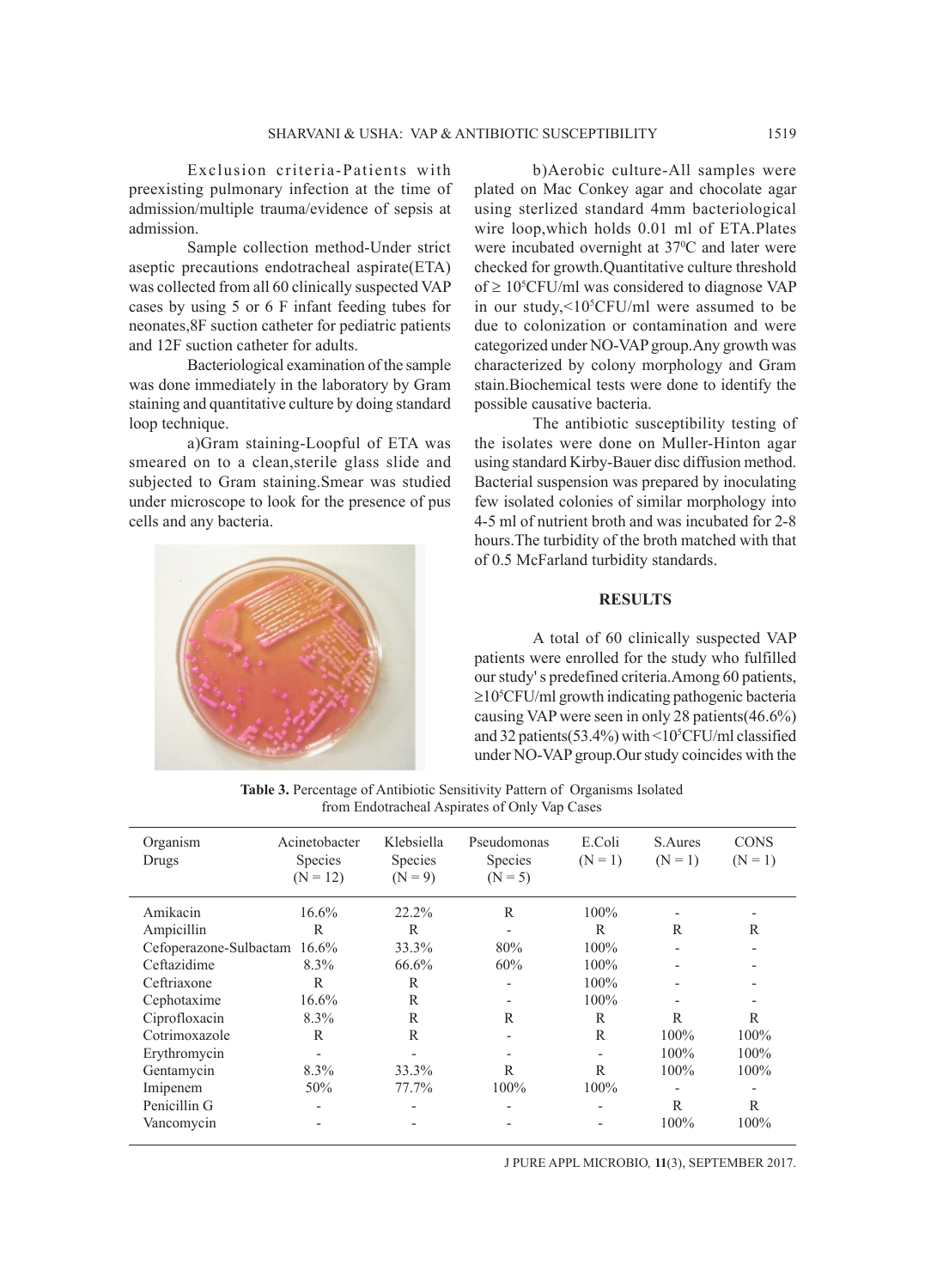Exclusion criteria-Patients with preexisting pulmonary infection at the time of admission/multiple trauma/evidence of sepsis at admission.

Sample collection method-Under strict aseptic precautions endotracheal aspirate(ETA) was collected from all 60 clinically suspected VAP cases by using 5 or 6 F infant feeding tubes for neonates,8F suction catheter for pediatric patients and 12F suction catheter for adults.

Bacteriological examination of the sample was done immediately in the laboratory by Gram staining and quantitative culture by doing standard loop technique.

a)Gram staining-Loopful of ETA was smeared on to a clean,sterile glass slide and subjected to Gram staining.Smear was studied under microscope to look for the presence of pus cells and any bacteria.

b)Aerobic culture-All samples were plated on Mac Conkey agar and chocolate agar using sterlized standard 4mm bacteriological wire loop,which holds 0.01 ml of ETA.Plates were incubated overnight at $37^0$C and later were checked for growth.Quantitative culture threshold of $\geq 10^5$CFU/ml was considered to diagnose VAP in our study,$<10^5$CFU/ml were assumed to be due to colonization or contamination and were categorized under NO-VAP group.Any growth was characterized by colony morphology and Gram stain.Biochemical tests were done to identify the possible causative bacteria.

The antibiotic susceptibility testing of the isolates were done on Muller-Hinton agar using standard Kirby-Bauer disc diffusion method. Bacterial suspension was prepared by inoculating few isolated colonies of similar morphology into 4-5 ml of nutrient broth and was incubated for 2-8 hours.The turbidity of the broth matched with that of 0.5 McFarland turbidity standards.

## RESULTS

A total of 60 clinically suspected VAP patients were enrolled for the study who fulfilled our study' s predefined criteria.Among 60 patients, $\geq 10^5$CFU/ml growth indicating pathogenic bacteria causing VAP were seen in only 28 patients(46.6%) and 32 patients(53.4%) with $<10^5$CFU/ml classified under NO-VAP group.Our study coincides with the

**Table 3.** Percentage of Antibiotic Sensitivity Pattern of Organisms Isolated from Endotracheal Aspirates of Only Vap Cases

| Organism / Drugs | Acinetobacter Species (N = 12) | Klebsiella Species (N = 9) | Pseudomonas Species (N = 5) | E.Coli (N = 1) | S.Aures (N = 1) | CONS (N = 1) |
|---|---|---|---|---|---|---|
| Amikacin | 16.6% | 22.2% | R | 100% | - | - |
| Ampicillin | R | R | - | R | R | R |
| Cefoperazone-Sulbactam | 16.6% | 33.3% | 80% | 100% | - | - |
| Ceftazidime | 8.3% | 66.6% | 60% | 100% | - | - |
| Ceftriaxone | R | R | - | 100% | - | - |
| Cephotaxime | 16.6% | R | - | 100% | - | - |
| Ciprofloxacin | 8.3% | R | R | R | R | R |
| Cotrimoxazole | R | R | - | R | 100% | 100% |
| Erythromycin | - | - | - | - | 100% | 100% |
| Gentamycin | 8.3% | 33.3% | R | R | 100% | 100% |
| Imipenem | 50% | 77.7% | 100% | 100% | - | - |
| Penicillin G | - | - | - | - | R | R |
| Vancomycin | - | - | - | - | 100% | 100% |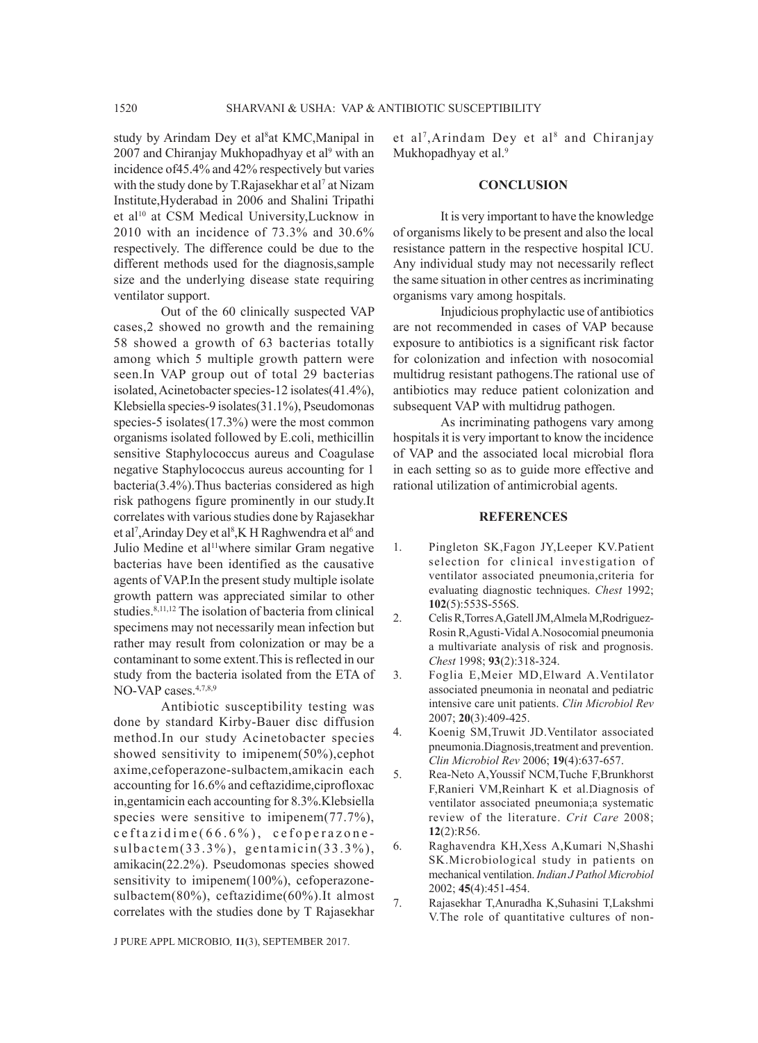study by Arindam Dey et al[8]at KMC,Manipal in 2007 and Chiranjay Mukhopadhyay et al[9] with an incidence of45.4% and 42% respectively but varies with the study done by T.Rajasekhar et al[7] at Nizam Institute,Hyderabad in 2006 and Shalini Tripathi et al[10] at CSM Medical University,Lucknow in 2010 with an incidence of 73.3% and 30.6% respectively. The difference could be due to the different methods used for the diagnosis,sample size and the underlying disease state requiring ventilator support.

Out of the 60 clinically suspected VAP cases,2 showed no growth and the remaining 58 showed a growth of 63 bacterias totally among which 5 multiple growth pattern were seen.In VAP group out of total 29 bacterias isolated, Acinetobacter species-12 isolates(41.4%), Klebsiella species-9 isolates(31.1%), Pseudomonas species-5 isolates(17.3%) were the most common organisms isolated followed by E.coli, methicillin sensitive Staphylococcus aureus and Coagulase negative Staphylococcus aureus accounting for 1 bacteria(3.4%).Thus bacterias considered as high risk pathogens figure prominently in our study.It correlates with various studies done by Rajasekhar et al[7],Arinday Dey et al[8],K H Raghwendra et al[6] and Julio Medine et al[11]where similar Gram negative bacterias have been identified as the causative agents of VAP.In the present study multiple isolate growth pattern was appreciated similar to other studies.[8,11,12] The isolation of bacteria from clinical specimens may not necessarily mean infection but rather may result from colonization or may be a contaminant to some extent.This is reflected in our study from the bacteria isolated from the ETA of NO-VAP cases.[4,7,8,9]

Antibiotic susceptibility testing was done by standard Kirby-Bauer disc diffusion method.In our study Acinetobacter species showed sensitivity to imipenem(50%),cephotaxime,cefoperazone-sulbactem,amikacin each accounting for 16.6% and ceftazidime,ciprofloxacin,gentamicin each accounting for 8.3%.Klebsiella species were sensitive to imipenem(77.7%), ceftazidime(66.6%), cefoperazone-sulbactem(33.3%), gentamicin(33.3%), amikacin(22.2%). Pseudomonas species showed sensitivity to imipenem(100%), cefoperazone-sulbactem(80%), ceftazidime(60%).It almost correlates with the studies done by T Rajasekhar et al[7],Arindam Dey et al[8] and Chiranjay Mukhopadhyay et al.[9]

## CONCLUSION

It is very important to have the knowledge of organisms likely to be present and also the local resistance pattern in the respective hospital ICU. Any individual study may not necessarily reflect the same situation in other centres as incriminating organisms vary among hospitals.

Injudicious prophylactic use of antibiotics are not recommended in cases of VAP because exposure to antibiotics is a significant risk factor for colonization and infection with nosocomial multidrug resistant pathogens.The rational use of antibiotics may reduce patient colonization and subsequent VAP with multidrug pathogen.

As incriminating pathogens vary among hospitals it is very important to know the incidence of VAP and the associated local microbial flora in each setting so as to guide more effective and rational utilization of antimicrobial agents.

## REFERENCES

1. Pingleton SK,Fagon JY,Leeper KV.Patient selection for clinical investigation of ventilator associated pneumonia,criteria for evaluating diagnostic techniques. *Chest* 1992; **102**(5):553S-556S.
2. Celis R,Torres A,Gatell JM,Almela M,Rodriguez-Rosin R,Agusti-Vidal A.Nosocomial pneumonia a multivariate analysis of risk and prognosis. *Chest* 1998; **93**(2):318-324.
3. Foglia E,Meier MD,Elward A.Ventilator associated pneumonia in neonatal and pediatric intensive care unit patients. *Clin Microbiol Rev* 2007; **20**(3):409-425.
4. Koenig SM,Truwit JD.Ventilator associated pneumonia.Diagnosis,treatment and prevention. *Clin Microbiol Rev* 2006; **19**(4):637-657.
5. Rea-Neto A,Youssif NCM,Tuche F,Brunkhorst F,Ranieri VM,Reinhart K et al.Diagnosis of ventilator associated pneumonia;a systematic review of the literature. *Crit Care* 2008; **12**(2):R56.
6. Raghavendra KH,Xess A,Kumari N,Shashi SK.Microbiological study in patients on mechanical ventilation. *Indian J Pathol Microbiol* 2002; **45**(4):451-454.
7. Rajasekhar T,Anuradha K,Suhasini T,Lakshmi V.The role of quantitative cultures of non-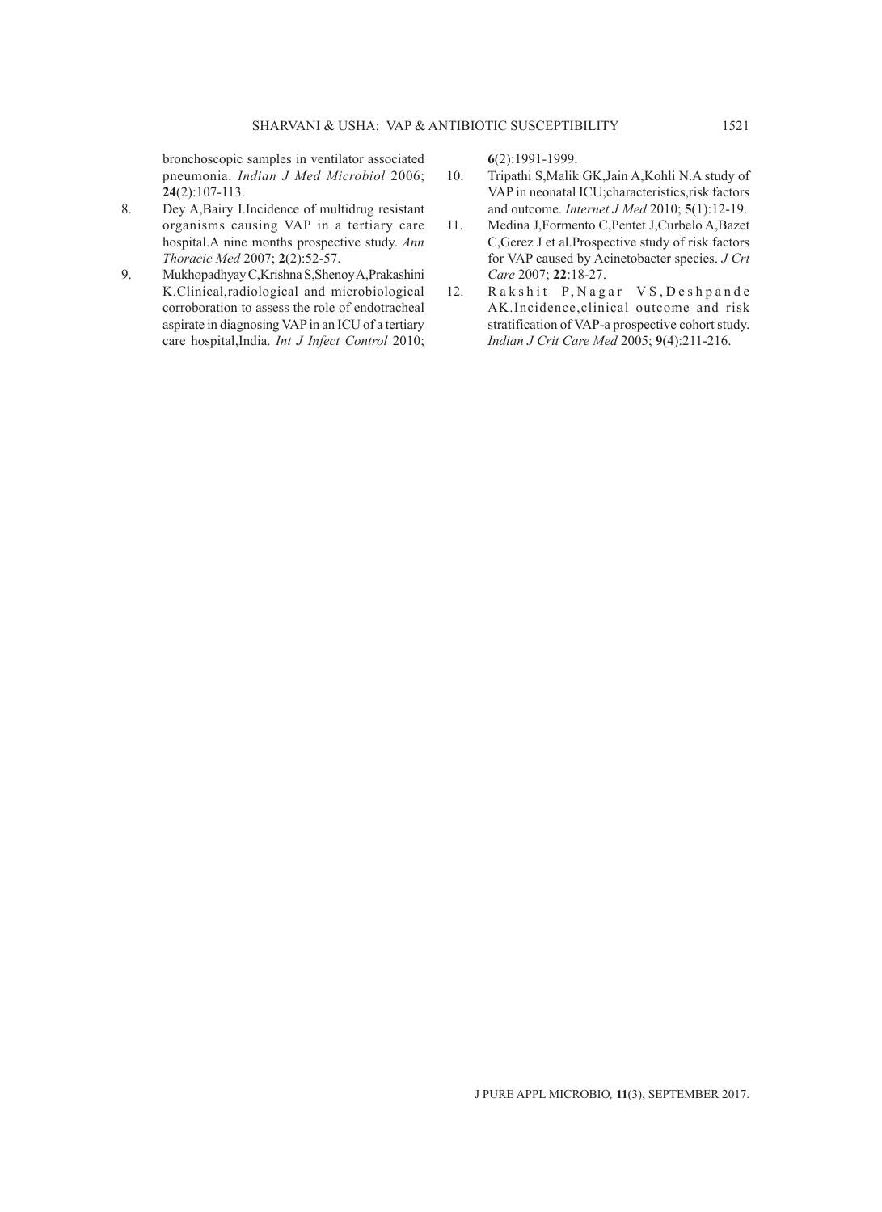bronchoscopic samples in ventilator associated pneumonia. *Indian J Med Microbiol* 2006; **24**(2):107-113.

8. Dey A,Bairy I.Incidence of multidrug resistant organisms causing VAP in a tertiary care hospital.A nine months prospective study. *Ann Thoracic Med* 2007; **2**(2):52-57.
9. Mukhopadhyay C,Krishna S,Shenoy A,Prakashini K.Clinical,radiological and microbiological corroboration to assess the role of endotracheal aspirate in diagnosing VAP in an ICU of a tertiary care hospital,India. *Int J Infect Control* 2010; **6**(2):1991-1999.
10. Tripathi S,Malik GK,Jain A,Kohli N.A study of VAP in neonatal ICU;characteristics,risk factors and outcome. *Internet J Med* 2010; **5**(1):12-19.
11. Medina J,Formento C,Pentet J,Curbelo A,Bazet C,Gerez J et al.Prospective study of risk factors for VAP caused by Acinetobacter species. *J Crt Care* 2007; **22**:18-27.
12. Rakshit P,Nagar VS,Deshpande AK.Incidence,clinical outcome and risk stratification of VAP-a prospective cohort study. *Indian J Crit Care Med* 2005; **9**(4):211-216.